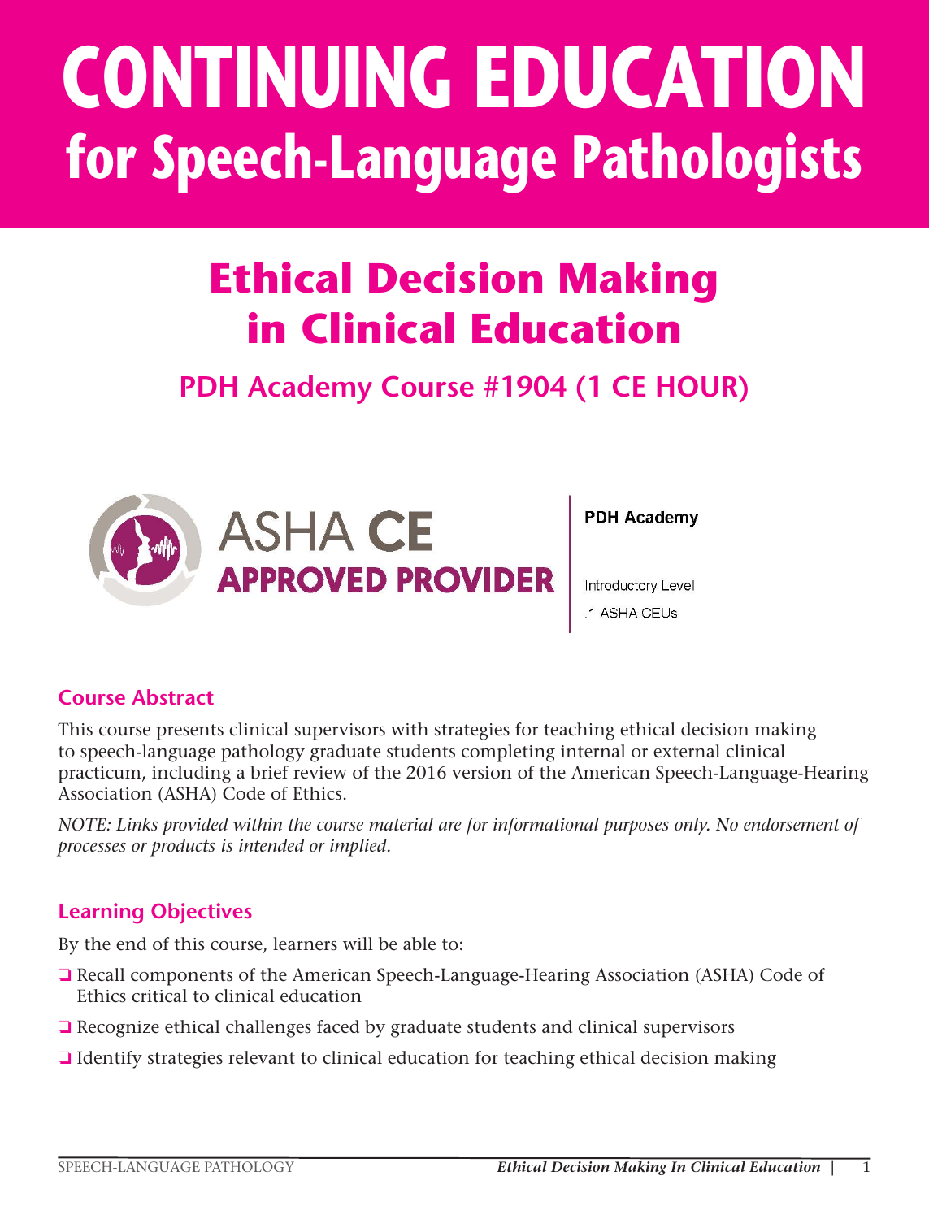# CONTINUING EDUCATION for Speech-Language Pathologists

## Ethical Decision Making in Clinical Education

### PDH Academy Course #1904 (1 CE HOUR)

ASHA CE APPROVED PROVIDER

**PDH Academy**

Introductory Level

.1 ASHA CEUs

### Course Abstract

This course presents clinical supervisors with strategies for teaching ethical decision making to speech-language pathology graduate students completing internal or external clinical practicum, including a brief review of the 2016 version of the American Speech-Language-Hearing Association (ASHA) Code of Ethics.

*NOTE: Links provided within the course material are for informational purposes only. No endorsement of processes or products is intended or implied.*

### Learning Objectives

By the end of this course, learners will be able to:

- Recall components of the American Speech-Language-Hearing Association (ASHA) Code of Ethics critical to clinical education
- Recognize ethical challenges faced by graduate students and clinical supervisors
- Identify strategies relevant to clinical education for teaching ethical decision making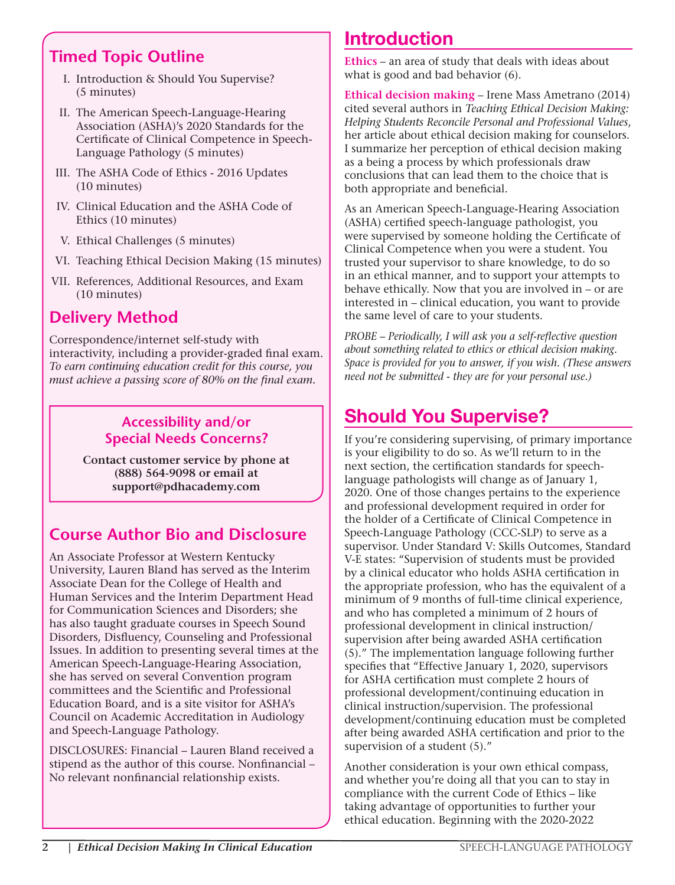## Timed Topic Outline

I. Introduction & Should You Supervise? (5 minutes)

II. The American Speech-Language-Hearing Association (ASHA)'s 2020 Standards for the Certificate of Clinical Competence in Speech-Language Pathology (5 minutes)

III. The ASHA Code of Ethics - 2016 Updates (10 minutes)

IV. Clinical Education and the ASHA Code of Ethics (10 minutes)

V. Ethical Challenges (5 minutes)

VI. Teaching Ethical Decision Making (15 minutes)

VII. References, Additional Resources, and Exam (10 minutes)

## Delivery Method

Correspondence/internet self-study with interactivity, including a provider-graded final exam. *To earn continuing education credit for this course, you must achieve a passing score of 80% on the final exam.*

### Accessibility and/or Special Needs Concerns?

**Contact customer service by phone at (888) 564-9098 or email at support@pdhacademy.com**

## Course Author Bio and Disclosure

An Associate Professor at Western Kentucky University, Lauren Bland has served as the Interim Associate Dean for the College of Health and Human Services and the Interim Department Head for Communication Sciences and Disorders; she has also taught graduate courses in Speech Sound Disorders, Disfluency, Counseling and Professional Issues. In addition to presenting several times at the American Speech-Language-Hearing Association, she has served on several Convention program committees and the Scientific and Professional Education Board, and is a site visitor for ASHA's Council on Academic Accreditation in Audiology and Speech-Language Pathology.

DISCLOSURES: Financial – Lauren Bland received a stipend as the author of this course. Nonfinancial – No relevant nonfinancial relationship exists.

# Introduction

**Ethics** – an area of study that deals with ideas about what is good and bad behavior (6).

**Ethical decision making** – Irene Mass Ametrano (2014) cited several authors in *Teaching Ethical Decision Making: Helping Students Reconcile Personal and Professional Values*, her article about ethical decision making for counselors. I summarize her perception of ethical decision making as a being a process by which professionals draw conclusions that can lead them to the choice that is both appropriate and beneficial.

As an American Speech-Language-Hearing Association (ASHA) certified speech-language pathologist, you were supervised by someone holding the Certificate of Clinical Competence when you were a student. You trusted your supervisor to share knowledge, to do so in an ethical manner, and to support your attempts to behave ethically. Now that you are involved in – or are interested in – clinical education, you want to provide the same level of care to your students.

*PROBE – Periodically, I will ask you a self-reflective question about something related to ethics or ethical decision making. Space is provided for you to answer, if you wish. (These answers need not be submitted - they are for your personal use.)*

# Should You Supervise?

If you're considering supervising, of primary importance is your eligibility to do so. As we'll return to in the next section, the certification standards for speech-language pathologists will change as of January 1, 2020. One of those changes pertains to the experience and professional development required in order for the holder of a Certificate of Clinical Competence in Speech-Language Pathology (CCC-SLP) to serve as a supervisor. Under Standard V: Skills Outcomes, Standard V-E states: "Supervision of students must be provided by a clinical educator who holds ASHA certification in the appropriate profession, who has the equivalent of a minimum of 9 months of full-time clinical experience, and who has completed a minimum of 2 hours of professional development in clinical instruction/supervision after being awarded ASHA certification (5)." The implementation language following further specifies that "Effective January 1, 2020, supervisors for ASHA certification must complete 2 hours of professional development/continuing education in clinical instruction/supervision. The professional development/continuing education must be completed after being awarded ASHA certification and prior to the supervision of a student (5)."

Another consideration is your own ethical compass, and whether you're doing all that you can to stay in compliance with the current Code of Ethics – like taking advantage of opportunities to further your ethical education. Beginning with the 2020-2022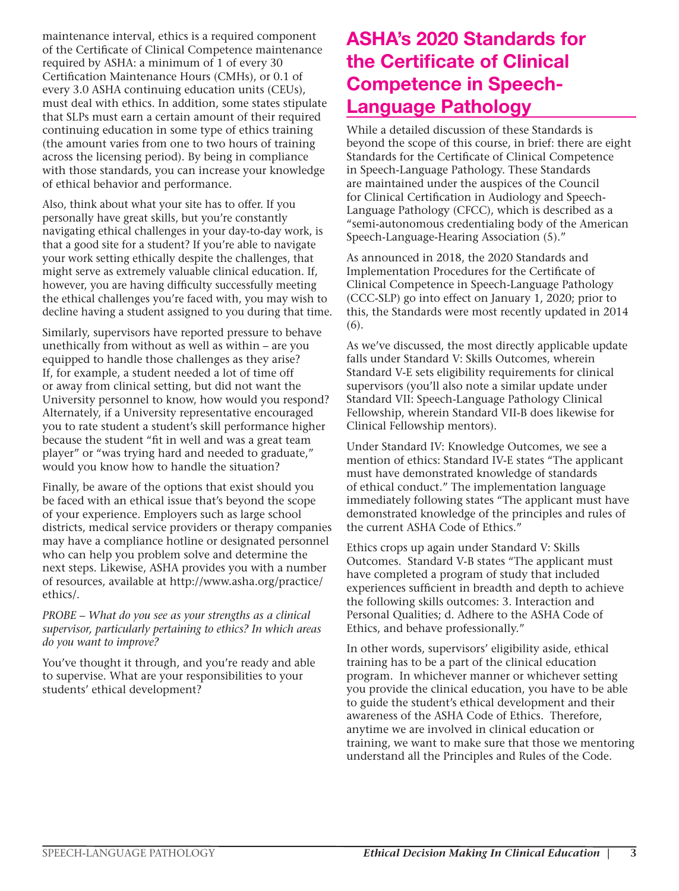maintenance interval, ethics is a required component of the Certificate of Clinical Competence maintenance required by ASHA: a minimum of 1 of every 30 Certification Maintenance Hours (CMHs), or 0.1 of every 3.0 ASHA continuing education units (CEUs), must deal with ethics. In addition, some states stipulate that SLPs must earn a certain amount of their required continuing education in some type of ethics training (the amount varies from one to two hours of training across the licensing period). By being in compliance with those standards, you can increase your knowledge of ethical behavior and performance.

Also, think about what your site has to offer. If you personally have great skills, but you're constantly navigating ethical challenges in your day-to-day work, is that a good site for a student? If you're able to navigate your work setting ethically despite the challenges, that might serve as extremely valuable clinical education. If, however, you are having difficulty successfully meeting the ethical challenges you're faced with, you may wish to decline having a student assigned to you during that time.

Similarly, supervisors have reported pressure to behave unethically from without as well as within – are you equipped to handle those challenges as they arise? If, for example, a student needed a lot of time off or away from clinical setting, but did not want the University personnel to know, how would you respond? Alternately, if a University representative encouraged you to rate student a student's skill performance higher because the student "fit in well and was a great team player" or "was trying hard and needed to graduate," would you know how to handle the situation?

Finally, be aware of the options that exist should you be faced with an ethical issue that's beyond the scope of your experience. Employers such as large school districts, medical service providers or therapy companies may have a compliance hotline or designated personnel who can help you problem solve and determine the next steps. Likewise, ASHA provides you with a number of resources, available at http://www.asha.org/practice/ethics/.

*PROBE – What do you see as your strengths as a clinical supervisor, particularly pertaining to ethics? In which areas do you want to improve?*

You've thought it through, and you're ready and able to supervise. What are your responsibilities to your students' ethical development?

## ASHA's 2020 Standards for the Certificate of Clinical Competence in Speech-Language Pathology

While a detailed discussion of these Standards is beyond the scope of this course, in brief: there are eight Standards for the Certificate of Clinical Competence in Speech-Language Pathology. These Standards are maintained under the auspices of the Council for Clinical Certification in Audiology and Speech-Language Pathology (CFCC), which is described as a "semi-autonomous credentialing body of the American Speech-Language-Hearing Association (5)."

As announced in 2018, the 2020 Standards and Implementation Procedures for the Certificate of Clinical Competence in Speech-Language Pathology (CCC-SLP) go into effect on January 1, 2020; prior to this, the Standards were most recently updated in 2014 (6).

As we've discussed, the most directly applicable update falls under Standard V: Skills Outcomes, wherein Standard V-E sets eligibility requirements for clinical supervisors (you'll also note a similar update under Standard VII: Speech-Language Pathology Clinical Fellowship, wherein Standard VII-B does likewise for Clinical Fellowship mentors).

Under Standard IV: Knowledge Outcomes, we see a mention of ethics: Standard IV-E states "The applicant must have demonstrated knowledge of standards of ethical conduct." The implementation language immediately following states "The applicant must have demonstrated knowledge of the principles and rules of the current ASHA Code of Ethics."

Ethics crops up again under Standard V: Skills Outcomes. Standard V-B states "The applicant must have completed a program of study that included experiences sufficient in breadth and depth to achieve the following skills outcomes: 3. Interaction and Personal Qualities; d. Adhere to the ASHA Code of Ethics, and behave professionally."

In other words, supervisors' eligibility aside, ethical training has to be a part of the clinical education program. In whichever manner or whichever setting you provide the clinical education, you have to be able to guide the student's ethical development and their awareness of the ASHA Code of Ethics. Therefore, anytime we are involved in clinical education or training, we want to make sure that those we mentoring understand all the Principles and Rules of the Code.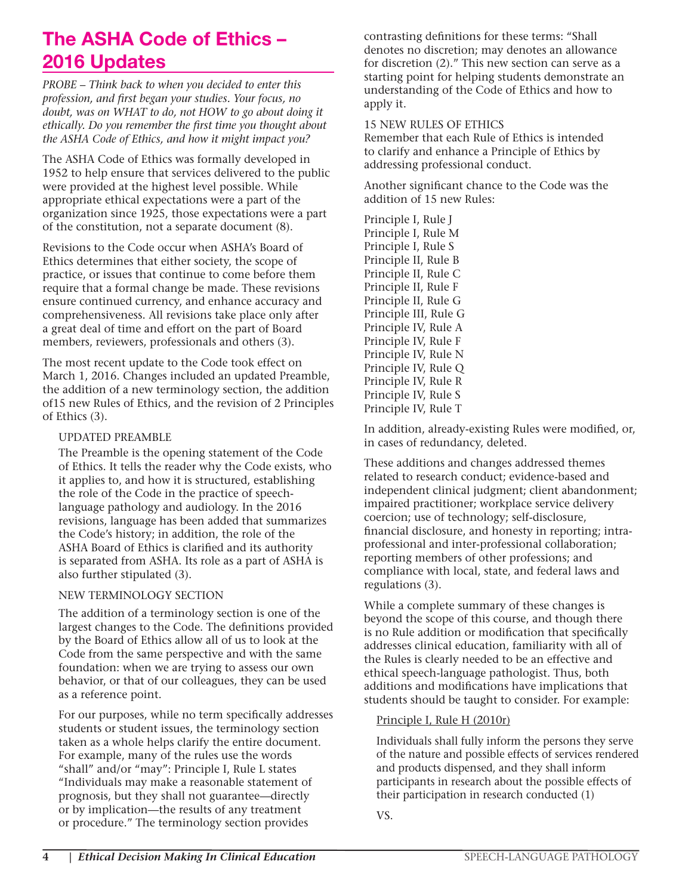# The ASHA Code of Ethics – 2016 Updates

*PROBE – Think back to when you decided to enter this profession, and first began your studies. Your focus, no doubt, was on WHAT to do, not HOW to go about doing it ethically. Do you remember the first time you thought about the ASHA Code of Ethics, and how it might impact you?*

The ASHA Code of Ethics was formally developed in 1952 to help ensure that services delivered to the public were provided at the highest level possible. While appropriate ethical expectations were a part of the organization since 1925, those expectations were a part of the constitution, not a separate document (8).

Revisions to the Code occur when ASHA's Board of Ethics determines that either society, the scope of practice, or issues that continue to come before them require that a formal change be made. These revisions ensure continued currency, and enhance accuracy and comprehensiveness. All revisions take place only after a great deal of time and effort on the part of Board members, reviewers, professionals and others (3).

The most recent update to the Code took effect on March 1, 2016. Changes included an updated Preamble, the addition of a new terminology section, the addition of15 new Rules of Ethics, and the revision of 2 Principles of Ethics (3).

UPDATED PREAMBLE

The Preamble is the opening statement of the Code of Ethics. It tells the reader why the Code exists, who it applies to, and how it is structured, establishing the role of the Code in the practice of speech-language pathology and audiology. In the 2016 revisions, language has been added that summarizes the Code's history; in addition, the role of the ASHA Board of Ethics is clarified and its authority is separated from ASHA. Its role as a part of ASHA is also further stipulated (3).

NEW TERMINOLOGY SECTION

The addition of a terminology section is one of the largest changes to the Code. The definitions provided by the Board of Ethics allow all of us to look at the Code from the same perspective and with the same foundation: when we are trying to assess our own behavior, or that of our colleagues, they can be used as a reference point.

For our purposes, while no term specifically addresses students or student issues, the terminology section taken as a whole helps clarify the entire document. For example, many of the rules use the words "shall" and/or "may": Principle I, Rule L states "Individuals may make a reasonable statement of prognosis, but they shall not guarantee—directly or by implication—the results of any treatment or procedure." The terminology section provides contrasting definitions for these terms: "Shall denotes no discretion; may denotes an allowance for discretion (2)." This new section can serve as a starting point for helping students demonstrate an understanding of the Code of Ethics and how to apply it.

15 NEW RULES OF ETHICS

Remember that each Rule of Ethics is intended to clarify and enhance a Principle of Ethics by addressing professional conduct.

Another significant chance to the Code was the addition of 15 new Rules:

Principle I, Rule J
Principle I, Rule M
Principle I, Rule S
Principle II, Rule B
Principle II, Rule C
Principle II, Rule F
Principle II, Rule G
Principle III, Rule G
Principle IV, Rule A
Principle IV, Rule F
Principle IV, Rule N
Principle IV, Rule Q
Principle IV, Rule R
Principle IV, Rule S
Principle IV, Rule T

In addition, already-existing Rules were modified, or, in cases of redundancy, deleted.

These additions and changes addressed themes related to research conduct; evidence-based and independent clinical judgment; client abandonment; impaired practitioner; workplace service delivery coercion; use of technology; self-disclosure, financial disclosure, and honesty in reporting; intra-professional and inter-professional collaboration; reporting members of other professions; and compliance with local, state, and federal laws and regulations (3).

While a complete summary of these changes is beyond the scope of this course, and though there is no Rule addition or modification that specifically addresses clinical education, familiarity with all of the Rules is clearly needed to be an effective and ethical speech-language pathologist. Thus, both additions and modifications have implications that students should be taught to consider. For example:

<u>Principle I, Rule H (2010r)</u>

Individuals shall fully inform the persons they serve of the nature and possible effects of services rendered and products dispensed, and they shall inform participants in research about the possible effects of their participation in research conducted (1)

VS.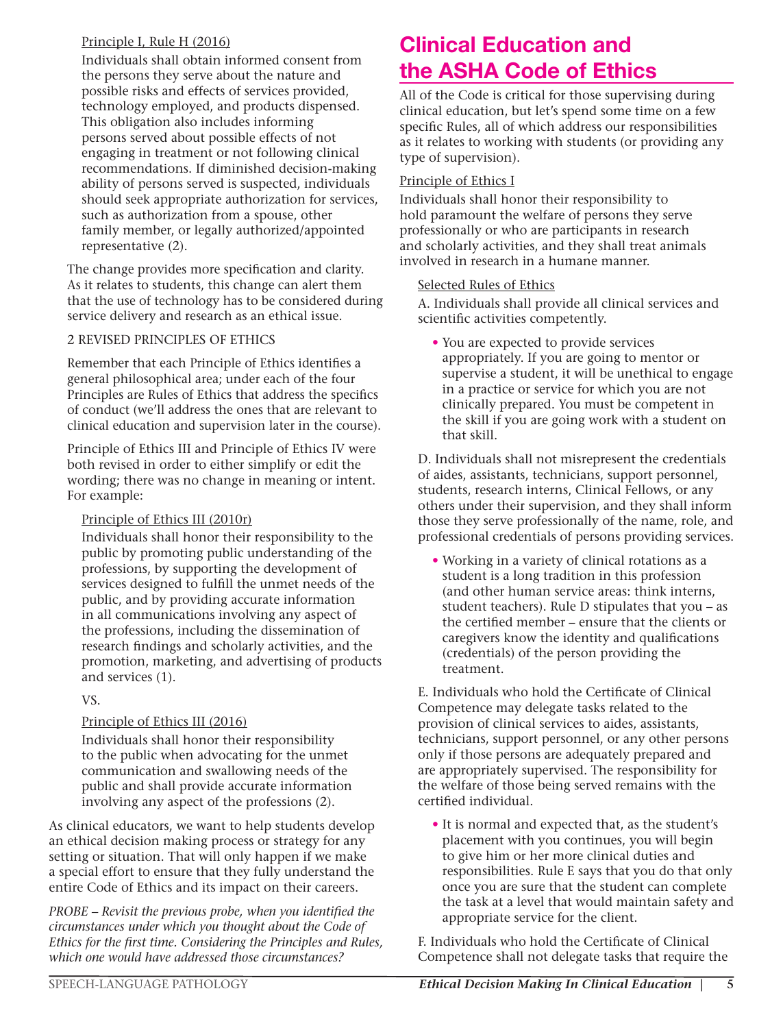Principle I, Rule H (2016)

Individuals shall obtain informed consent from the persons they serve about the nature and possible risks and effects of services provided, technology employed, and products dispensed. This obligation also includes informing persons served about possible effects of not engaging in treatment or not following clinical recommendations. If diminished decision-making ability of persons served is suspected, individuals should seek appropriate authorization for services, such as authorization from a spouse, other family member, or legally authorized/appointed representative (2).

The change provides more specification and clarity. As it relates to students, this change can alert them that the use of technology has to be considered during service delivery and research as an ethical issue.

2 REVISED PRINCIPLES OF ETHICS

Remember that each Principle of Ethics identifies a general philosophical area; under each of the four Principles are Rules of Ethics that address the specifics of conduct (we'll address the ones that are relevant to clinical education and supervision later in the course).

Principle of Ethics III and Principle of Ethics IV were both revised in order to either simplify or edit the wording; there was no change in meaning or intent. For example:

Principle of Ethics III (2010r)

Individuals shall honor their responsibility to the public by promoting public understanding of the professions, by supporting the development of services designed to fulfill the unmet needs of the public, and by providing accurate information in all communications involving any aspect of the professions, including the dissemination of research findings and scholarly activities, and the promotion, marketing, and advertising of products and services (1).

VS.

Principle of Ethics III (2016)

Individuals shall honor their responsibility to the public when advocating for the unmet communication and swallowing needs of the public and shall provide accurate information involving any aspect of the professions (2).

As clinical educators, we want to help students develop an ethical decision making process or strategy for any setting or situation. That will only happen if we make a special effort to ensure that they fully understand the entire Code of Ethics and its impact on their careers.

*PROBE – Revisit the previous probe, when you identified the circumstances under which you thought about the Code of Ethics for the first time. Considering the Principles and Rules, which one would have addressed those circumstances?*

## Clinical Education and the ASHA Code of Ethics

All of the Code is critical for those supervising during clinical education, but let's spend some time on a few specific Rules, all of which address our responsibilities as it relates to working with students (or providing any type of supervision).

Principle of Ethics I

Individuals shall honor their responsibility to hold paramount the welfare of persons they serve professionally or who are participants in research and scholarly activities, and they shall treat animals involved in research in a humane manner.

Selected Rules of Ethics

A. Individuals shall provide all clinical services and scientific activities competently.

- You are expected to provide services appropriately. If you are going to mentor or supervise a student, it will be unethical to engage in a practice or service for which you are not clinically prepared. You must be competent in the skill if you are going work with a student on that skill.

D. Individuals shall not misrepresent the credentials of aides, assistants, technicians, support personnel, students, research interns, Clinical Fellows, or any others under their supervision, and they shall inform those they serve professionally of the name, role, and professional credentials of persons providing services.

- Working in a variety of clinical rotations as a student is a long tradition in this profession (and other human service areas: think interns, student teachers). Rule D stipulates that you – as the certified member – ensure that the clients or caregivers know the identity and qualifications (credentials) of the person providing the treatment.

E. Individuals who hold the Certificate of Clinical Competence may delegate tasks related to the provision of clinical services to aides, assistants, technicians, support personnel, or any other persons only if those persons are adequately prepared and are appropriately supervised. The responsibility for the welfare of those being served remains with the certified individual.

- It is normal and expected that, as the student's placement with you continues, you will begin to give him or her more clinical duties and responsibilities. Rule E says that you do that only once you are sure that the student can complete the task at a level that would maintain safety and appropriate service for the client.

F. Individuals who hold the Certificate of Clinical Competence shall not delegate tasks that require the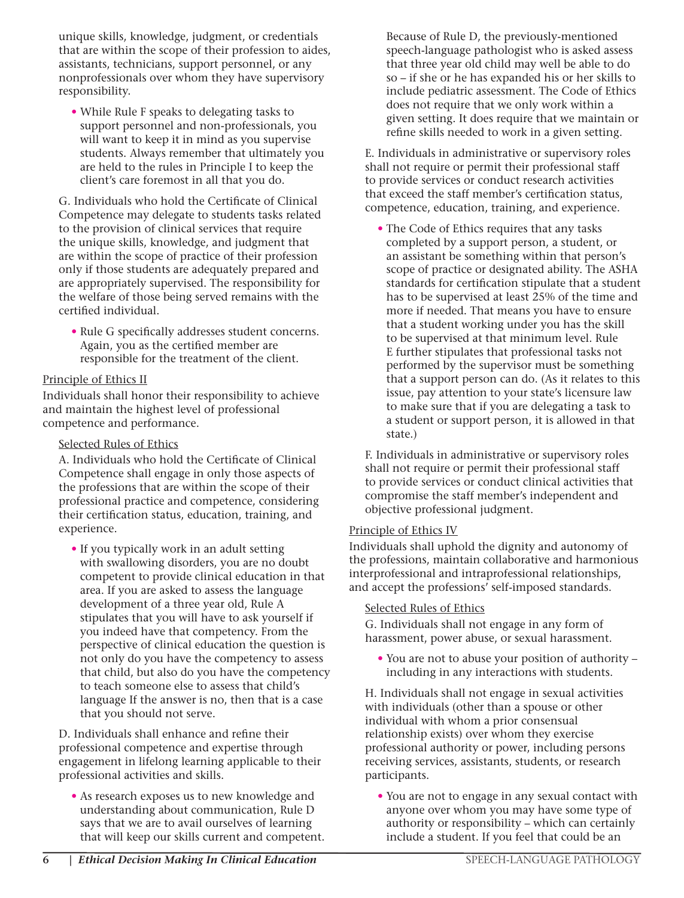unique skills, knowledge, judgment, or credentials that are within the scope of their profession to aides, assistants, technicians, support personnel, or any nonprofessionals over whom they have supervisory responsibility.

- While Rule F speaks to delegating tasks to support personnel and non-professionals, you will want to keep it in mind as you supervise students. Always remember that ultimately you are held to the rules in Principle I to keep the client's care foremost in all that you do.

G. Individuals who hold the Certificate of Clinical Competence may delegate to students tasks related to the provision of clinical services that require the unique skills, knowledge, and judgment that are within the scope of practice of their profession only if those students are adequately prepared and are appropriately supervised. The responsibility for the welfare of those being served remains with the certified individual.

- Rule G specifically addresses student concerns. Again, you as the certified member are responsible for the treatment of the client.

Principle of Ethics II

Individuals shall honor their responsibility to achieve and maintain the highest level of professional competence and performance.

Selected Rules of Ethics

A. Individuals who hold the Certificate of Clinical Competence shall engage in only those aspects of the professions that are within the scope of their professional practice and competence, considering their certification status, education, training, and experience.

- If you typically work in an adult setting with swallowing disorders, you are no doubt competent to provide clinical education in that area. If you are asked to assess the language development of a three year old, Rule A stipulates that you will have to ask yourself if you indeed have that competency. From the perspective of clinical education the question is not only do you have the competency to assess that child, but also do you have the competency to teach someone else to assess that child's language If the answer is no, then that is a case that you should not serve.

D. Individuals shall enhance and refine their professional competence and expertise through engagement in lifelong learning applicable to their professional activities and skills.

- As research exposes us to new knowledge and understanding about communication, Rule D says that we are to avail ourselves of learning that will keep our skills current and competent. Because of Rule D, the previously-mentioned speech-language pathologist who is asked assess that three year old child may well be able to do so – if she or he has expanded his or her skills to include pediatric assessment. The Code of Ethics does not require that we only work within a given setting. It does require that we maintain or refine skills needed to work in a given setting.

E. Individuals in administrative or supervisory roles shall not require or permit their professional staff to provide services or conduct research activities that exceed the staff member's certification status, competence, education, training, and experience.

- The Code of Ethics requires that any tasks completed by a support person, a student, or an assistant be something within that person's scope of practice or designated ability. The ASHA standards for certification stipulate that a student has to be supervised at least 25% of the time and more if needed. That means you have to ensure that a student working under you has the skill to be supervised at that minimum level. Rule E further stipulates that professional tasks not performed by the supervisor must be something that a support person can do. (As it relates to this issue, pay attention to your state's licensure law to make sure that if you are delegating a task to a student or support person, it is allowed in that state.)

F. Individuals in administrative or supervisory roles shall not require or permit their professional staff to provide services or conduct clinical activities that compromise the staff member's independent and objective professional judgment.

Principle of Ethics IV

Individuals shall uphold the dignity and autonomy of the professions, maintain collaborative and harmonious interprofessional and intraprofessional relationships, and accept the professions' self-imposed standards.

Selected Rules of Ethics

G. Individuals shall not engage in any form of harassment, power abuse, or sexual harassment.

- You are not to abuse your position of authority – including in any interactions with students.

H. Individuals shall not engage in sexual activities with individuals (other than a spouse or other individual with whom a prior consensual relationship exists) over whom they exercise professional authority or power, including persons receiving services, assistants, students, or research participants.

- You are not to engage in any sexual contact with anyone over whom you may have some type of authority or responsibility – which can certainly include a student. If you feel that could be an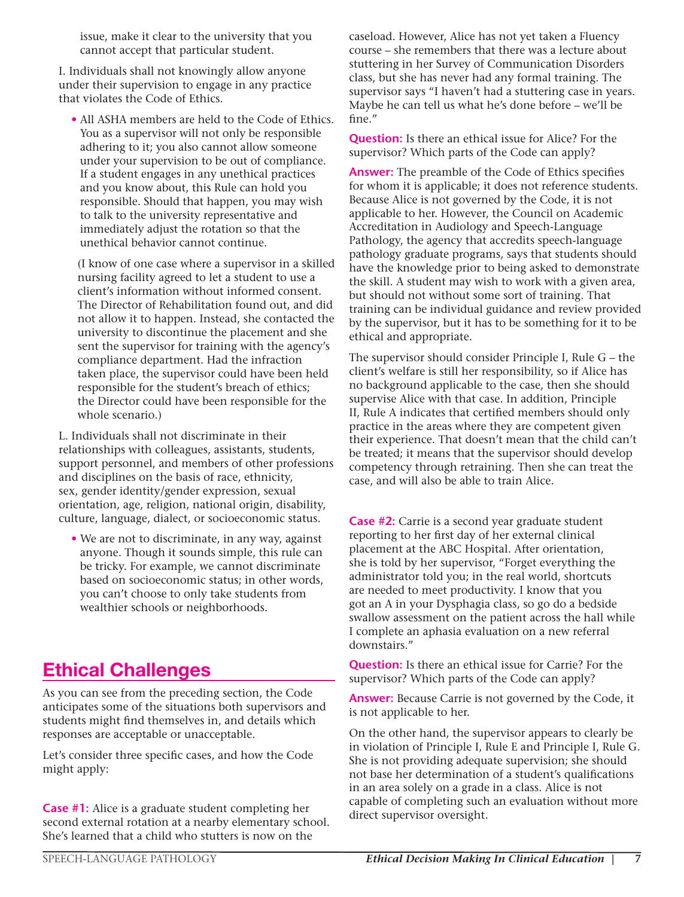issue, make it clear to the university that you cannot accept that particular student.

I. Individuals shall not knowingly allow anyone under their supervision to engage in any practice that violates the Code of Ethics.

- All ASHA members are held to the Code of Ethics. You as a supervisor will not only be responsible adhering to it; you also cannot allow someone under your supervision to be out of compliance. If a student engages in any unethical practices and you know about, this Rule can hold you responsible. Should that happen, you may wish to talk to the university representative and immediately adjust the rotation so that the unethical behavior cannot continue.

  (I know of one case where a supervisor in a skilled nursing facility agreed to let a student to use a client's information without informed consent. The Director of Rehabilitation found out, and did not allow it to happen. Instead, she contacted the university to discontinue the placement and she sent the supervisor for training with the agency's compliance department. Had the infraction taken place, the supervisor could have been held responsible for the student's breach of ethics; the Director could have been responsible for the whole scenario.)

L. Individuals shall not discriminate in their relationships with colleagues, assistants, students, support personnel, and members of other professions and disciplines on the basis of race, ethnicity, sex, gender identity/gender expression, sexual orientation, age, religion, national origin, disability, culture, language, dialect, or socioeconomic status.

- We are not to discriminate, in any way, against anyone. Though it sounds simple, this rule can be tricky. For example, we cannot discriminate based on socioeconomic status; in other words, you can't choose to only take students from wealthier schools or neighborhoods.

## Ethical Challenges

As you can see from the preceding section, the Code anticipates some of the situations both supervisors and students might find themselves in, and details which responses are acceptable or unacceptable.

Let's consider three specific cases, and how the Code might apply:

**Case #1:** Alice is a graduate student completing her second external rotation at a nearby elementary school. She's learned that a child who stutters is now on the caseload. However, Alice has not yet taken a Fluency course – she remembers that there was a lecture about stuttering in her Survey of Communication Disorders class, but she has never had any formal training. The supervisor says "I haven't had a stuttering case in years. Maybe he can tell us what he's done before – we'll be fine."

**Question:** Is there an ethical issue for Alice? For the supervisor? Which parts of the Code can apply?

**Answer:** The preamble of the Code of Ethics specifies for whom it is applicable; it does not reference students. Because Alice is not governed by the Code, it is not applicable to her. However, the Council on Academic Accreditation in Audiology and Speech-Language Pathology, the agency that accredits speech-language pathology graduate programs, says that students should have the knowledge prior to being asked to demonstrate the skill. A student may wish to work with a given area, but should not without some sort of training. That training can be individual guidance and review provided by the supervisor, but it has to be something for it to be ethical and appropriate.

The supervisor should consider Principle I, Rule G – the client's welfare is still her responsibility, so if Alice has no background applicable to the case, then she should supervise Alice with that case. In addition, Principle II, Rule A indicates that certified members should only practice in the areas where they are competent given their experience. That doesn't mean that the child can't be treated; it means that the supervisor should develop competency through retraining. Then she can treat the case, and will also be able to train Alice.

**Case #2:** Carrie is a second year graduate student reporting to her first day of her external clinical placement at the ABC Hospital. After orientation, she is told by her supervisor, "Forget everything the administrator told you; in the real world, shortcuts are needed to meet productivity. I know that you got an A in your Dysphagia class, so go do a bedside swallow assessment on the patient across the hall while I complete an aphasia evaluation on a new referral downstairs."

**Question:** Is there an ethical issue for Carrie? For the supervisor? Which parts of the Code can apply?

**Answer:** Because Carrie is not governed by the Code, it is not applicable to her.

On the other hand, the supervisor appears to clearly be in violation of Principle I, Rule E and Principle I, Rule G. She is not providing adequate supervision; she should not base her determination of a student's qualifications in an area solely on a grade in a class. Alice is not capable of completing such an evaluation without more direct supervisor oversight.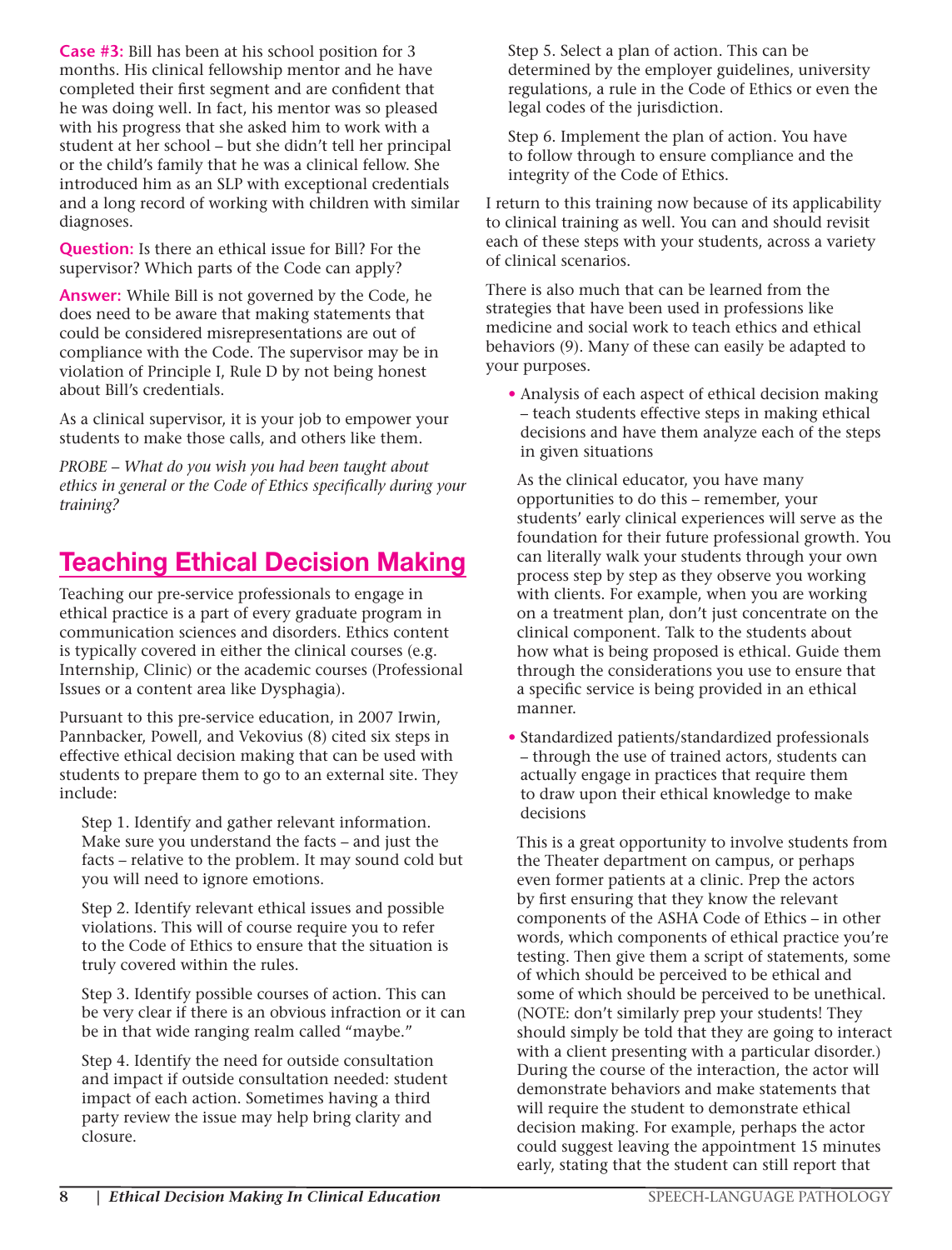**Case #3:** Bill has been at his school position for 3 months. His clinical fellowship mentor and he have completed their first segment and are confident that he was doing well. In fact, his mentor was so pleased with his progress that she asked him to work with a student at her school – but she didn't tell her principal or the child's family that he was a clinical fellow. She introduced him as an SLP with exceptional credentials and a long record of working with children with similar diagnoses.

**Question:** Is there an ethical issue for Bill? For the supervisor? Which parts of the Code can apply?

**Answer:** While Bill is not governed by the Code, he does need to be aware that making statements that could be considered misrepresentations are out of compliance with the Code. The supervisor may be in violation of Principle I, Rule D by not being honest about Bill's credentials.

As a clinical supervisor, it is your job to empower your students to make those calls, and others like them.

*PROBE – What do you wish you had been taught about ethics in general or the Code of Ethics specifically during your training?*

## Teaching Ethical Decision Making

Teaching our pre-service professionals to engage in ethical practice is a part of every graduate program in communication sciences and disorders. Ethics content is typically covered in either the clinical courses (e.g. Internship, Clinic) or the academic courses (Professional Issues or a content area like Dysphagia).

Pursuant to this pre-service education, in 2007 Irwin, Pannbacker, Powell, and Vekovius (8) cited six steps in effective ethical decision making that can be used with students to prepare them to go to an external site. They include:

Step 1. Identify and gather relevant information. Make sure you understand the facts – and just the facts – relative to the problem. It may sound cold but you will need to ignore emotions.

Step 2. Identify relevant ethical issues and possible violations. This will of course require you to refer to the Code of Ethics to ensure that the situation is truly covered within the rules.

Step 3. Identify possible courses of action. This can be very clear if there is an obvious infraction or it can be in that wide ranging realm called "maybe."

Step 4. Identify the need for outside consultation and impact if outside consultation needed: student impact of each action. Sometimes having a third party review the issue may help bring clarity and closure.

Step 5. Select a plan of action. This can be determined by the employer guidelines, university regulations, a rule in the Code of Ethics or even the legal codes of the jurisdiction.

Step 6. Implement the plan of action. You have to follow through to ensure compliance and the integrity of the Code of Ethics.

I return to this training now because of its applicability to clinical training as well. You can and should revisit each of these steps with your students, across a variety of clinical scenarios.

There is also much that can be learned from the strategies that have been used in professions like medicine and social work to teach ethics and ethical behaviors (9). Many of these can easily be adapted to your purposes.

- Analysis of each aspect of ethical decision making – teach students effective steps in making ethical decisions and have them analyze each of the steps in given situations

  As the clinical educator, you have many opportunities to do this – remember, your students' early clinical experiences will serve as the foundation for their future professional growth. You can literally walk your students through your own process step by step as they observe you working with clients. For example, when you are working on a treatment plan, don't just concentrate on the clinical component. Talk to the students about how what is being proposed is ethical. Guide them through the considerations you use to ensure that a specific service is being provided in an ethical manner.

- Standardized patients/standardized professionals – through the use of trained actors, students can actually engage in practices that require them to draw upon their ethical knowledge to make decisions

  This is a great opportunity to involve students from the Theater department on campus, or perhaps even former patients at a clinic. Prep the actors by first ensuring that they know the relevant components of the ASHA Code of Ethics – in other words, which components of ethical practice you're testing. Then give them a script of statements, some of which should be perceived to be ethical and some of which should be perceived to be unethical. (NOTE: don't similarly prep your students! They should simply be told that they are going to interact with a client presenting with a particular disorder.) During the course of the interaction, the actor will demonstrate behaviors and make statements that will require the student to demonstrate ethical decision making. For example, perhaps the actor could suggest leaving the appointment 15 minutes early, stating that the student can still report that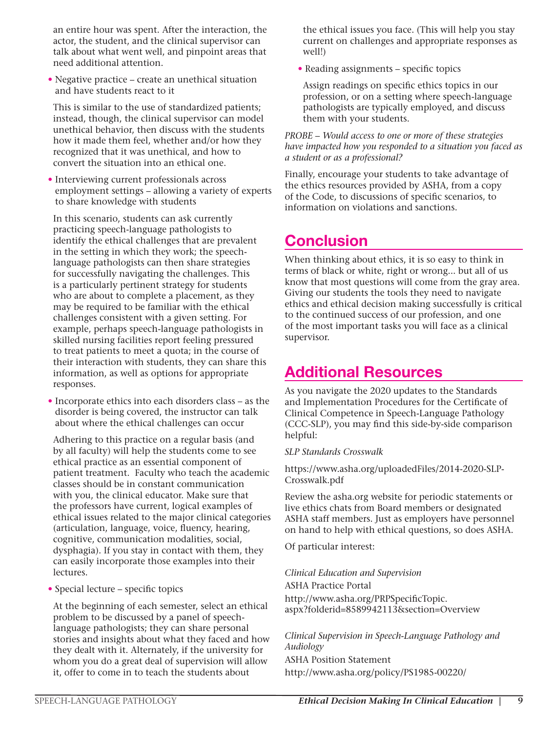an entire hour was spent. After the interaction, the actor, the student, and the clinical supervisor can talk about what went well, and pinpoint areas that need additional attention.

- Negative practice – create an unethical situation and have students react to it

  This is similar to the use of standardized patients; instead, though, the clinical supervisor can model unethical behavior, then discuss with the students how it made them feel, whether and/or how they recognized that it was unethical, and how to convert the situation into an ethical one.

- Interviewing current professionals across employment settings – allowing a variety of experts to share knowledge with students

  In this scenario, students can ask currently practicing speech-language pathologists to identify the ethical challenges that are prevalent in the setting in which they work; the speech-language pathologists can then share strategies for successfully navigating the challenges. This is a particularly pertinent strategy for students who are about to complete a placement, as they may be required to be familiar with the ethical challenges consistent with a given setting. For example, perhaps speech-language pathologists in skilled nursing facilities report feeling pressured to treat patients to meet a quota; in the course of their interaction with students, they can share this information, as well as options for appropriate responses.

- Incorporate ethics into each disorders class – as the disorder is being covered, the instructor can talk about where the ethical challenges can occur

  Adhering to this practice on a regular basis (and by all faculty) will help the students come to see ethical practice as an essential component of patient treatment. Faculty who teach the academic classes should be in constant communication with you, the clinical educator. Make sure that the professors have current, logical examples of ethical issues related to the major clinical categories (articulation, language, voice, fluency, hearing, cognitive, communication modalities, social, dysphagia). If you stay in contact with them, they can easily incorporate those examples into their lectures.

- Special lecture – specific topics

  At the beginning of each semester, select an ethical problem to be discussed by a panel of speech-language pathologists; they can share personal stories and insights about what they faced and how they dealt with it. Alternately, if the university for whom you do a great deal of supervision will allow it, offer to come in to teach the students about the ethical issues you face. (This will help you stay current on challenges and appropriate responses as well!)

- Reading assignments – specific topics

  Assign readings on specific ethics topics in our profession, or on a setting where speech-language pathologists are typically employed, and discuss them with your students.

*PROBE – Would access to one or more of these strategies have impacted how you responded to a situation you faced as a student or as a professional?*

Finally, encourage your students to take advantage of the ethics resources provided by ASHA, from a copy of the Code, to discussions of specific scenarios, to information on violations and sanctions.

## Conclusion

When thinking about ethics, it is so easy to think in terms of black or white, right or wrong... but all of us know that most questions will come from the gray area. Giving our students the tools they need to navigate ethics and ethical decision making successfully is critical to the continued success of our profession, and one of the most important tasks you will face as a clinical supervisor.

## Additional Resources

As you navigate the 2020 updates to the Standards and Implementation Procedures for the Certificate of Clinical Competence in Speech-Language Pathology (CCC-SLP), you may find this side-by-side comparison helpful:

*SLP Standards Crosswalk*

https://www.asha.org/uploadedFiles/2014-2020-SLP-Crosswalk.pdf

Review the asha.org website for periodic statements or live ethics chats from Board members or designated ASHA staff members. Just as employers have personnel on hand to help with ethical questions, so does ASHA.

Of particular interest:

*Clinical Education and Supervision*
ASHA Practice Portal
http://www.asha.org/PRPSpecificTopic.aspx?folderid=8589942113&section=Overview

*Clinical Supervision in Speech-Language Pathology and Audiology*
ASHA Position Statement
http://www.asha.org/policy/PS1985-00220/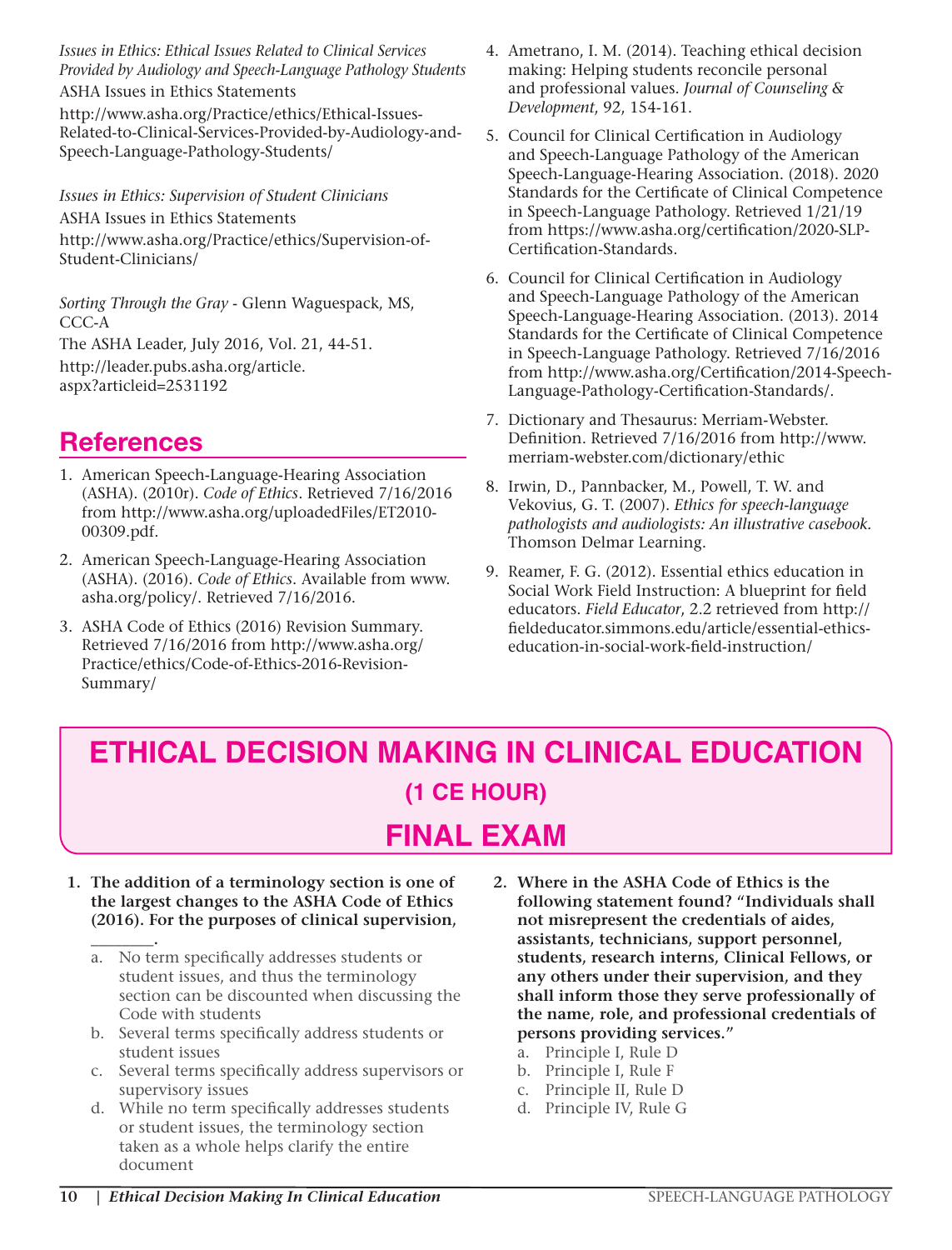*Issues in Ethics: Ethical Issues Related to Clinical Services Provided by Audiology and Speech-Language Pathology Students*
ASHA Issues in Ethics Statements
http://www.asha.org/Practice/ethics/Ethical-Issues-Related-to-Clinical-Services-Provided-by-Audiology-and-Speech-Language-Pathology-Students/

*Issues in Ethics: Supervision of Student Clinicians*
ASHA Issues in Ethics Statements
http://www.asha.org/Practice/ethics/Supervision-of-Student-Clinicians/

*Sorting Through the Gray* - Glenn Waguespack, MS, CCC-A
The ASHA Leader, July 2016, Vol. 21, 44-51.
http://leader.pubs.asha.org/article.aspx?articleid=2531192

## References

1. American Speech-Language-Hearing Association (ASHA). (2010r). *Code of Ethics*. Retrieved 7/16/2016 from http://www.asha.org/uploadedFiles/ET2010-00309.pdf.
2. American Speech-Language-Hearing Association (ASHA). (2016). *Code of Ethics*. Available from www.asha.org/policy/. Retrieved 7/16/2016.
3. ASHA Code of Ethics (2016) Revision Summary. Retrieved 7/16/2016 from http://www.asha.org/Practice/ethics/Code-of-Ethics-2016-Revision-Summary/
4. Ametrano, I. M. (2014). Teaching ethical decision making: Helping students reconcile personal and professional values. *Journal of Counseling & Development*, 92, 154-161.
5. Council for Clinical Certification in Audiology and Speech-Language Pathology of the American Speech-Language-Hearing Association. (2018). 2020 Standards for the Certificate of Clinical Competence in Speech-Language Pathology. Retrieved 1/21/19 from https://www.asha.org/certification/2020-SLP-Certification-Standards.
6. Council for Clinical Certification in Audiology and Speech-Language Pathology of the American Speech-Language-Hearing Association. (2013). 2014 Standards for the Certificate of Clinical Competence in Speech-Language Pathology. Retrieved 7/16/2016 from http://www.asha.org/Certification/2014-Speech-Language-Pathology-Certification-Standards/.
7. Dictionary and Thesaurus: Merriam-Webster. Definition. Retrieved 7/16/2016 from http://www.merriam-webster.com/dictionary/ethic
8. Irwin, D., Pannbacker, M., Powell, T. W. and Vekovius, G. T. (2007). *Ethics for speech-language pathologists and audiologists: An illustrative casebook.* Thomson Delmar Learning.
9. Reamer, F. G. (2012). Essential ethics education in Social Work Field Instruction: A blueprint for field educators. *Field Educator*, 2.2 retrieved from http://fieldeducator.simmons.edu/article/essential-ethics-education-in-social-work-field-instruction/

# ETHICAL DECISION MAKING IN CLINICAL EDUCATION

## (1 CE HOUR)

# FINAL EXAM

**1. The addition of a terminology section is one of the largest changes to the ASHA Code of Ethics (2016). For the purposes of clinical supervision, ________.**

a. No term specifically addresses students or student issues, and thus the terminology section can be discounted when discussing the Code with students
b. Several terms specifically address students or student issues
c. Several terms specifically address supervisors or supervisory issues
d. While no term specifically addresses students or student issues, the terminology section taken as a whole helps clarify the entire document

**2. Where in the ASHA Code of Ethics is the following statement found? "Individuals shall not misrepresent the credentials of aides, assistants, technicians, support personnel, students, research interns, Clinical Fellows, or any others under their supervision, and they shall inform those they serve professionally of the name, role, and professional credentials of persons providing services."**

a. Principle I, Rule D
b. Principle I, Rule F
c. Principle II, Rule D
d. Principle IV, Rule G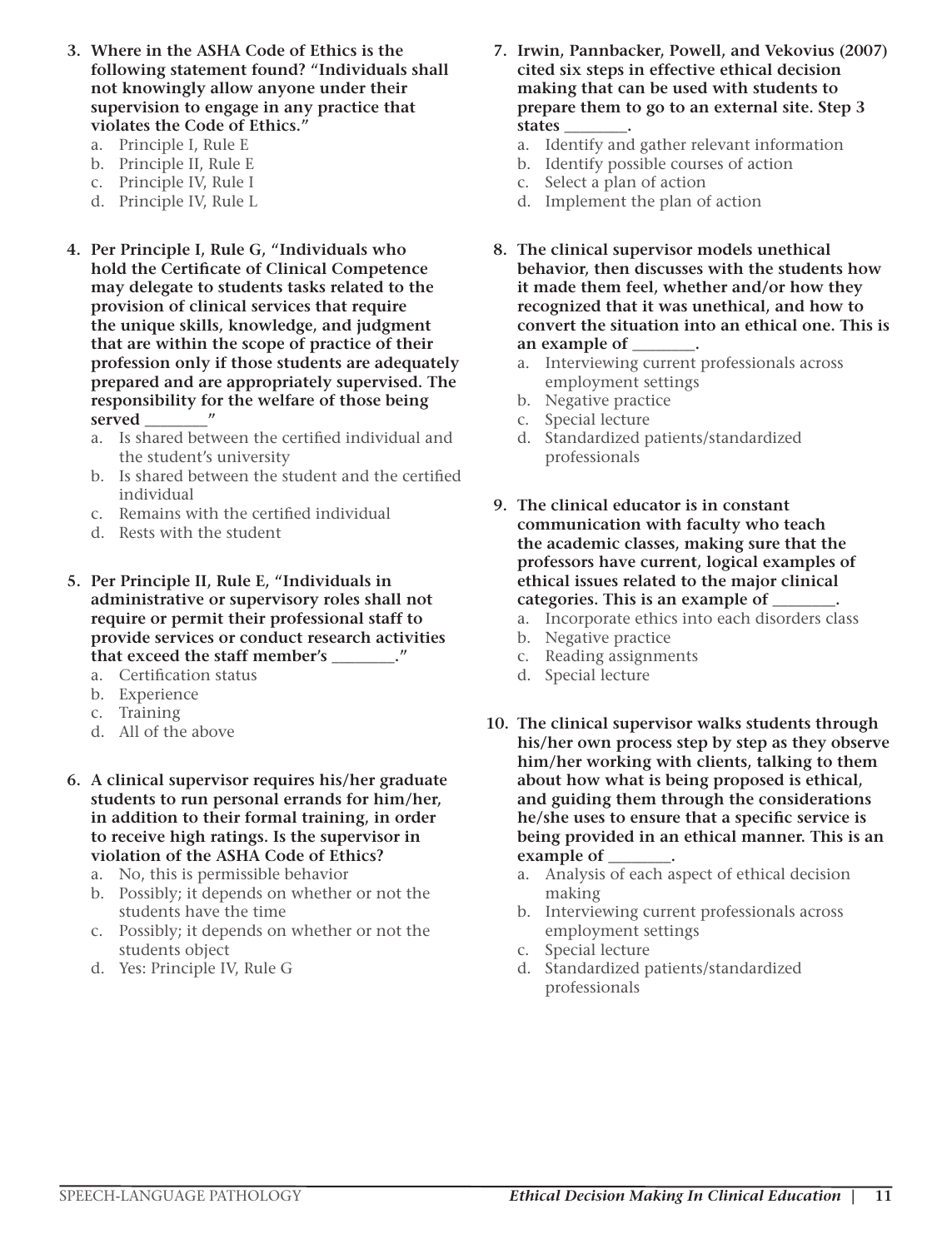3. **Where in the ASHA Code of Ethics is the following statement found? "Individuals shall not knowingly allow anyone under their supervision to engage in any practice that violates the Code of Ethics."**
   a. Principle I, Rule E
   b. Principle II, Rule E
   c. Principle IV, Rule I
   d. Principle IV, Rule L

4. **Per Principle I, Rule G, "Individuals who hold the Certificate of Clinical Competence may delegate to students tasks related to the provision of clinical services that require the unique skills, knowledge, and judgment that are within the scope of practice of their profession only if those students are adequately prepared and are appropriately supervised. The responsibility for the welfare of those being served ________"**
   a. Is shared between the certified individual and the student's university
   b. Is shared between the student and the certified individual
   c. Remains with the certified individual
   d. Rests with the student

5. **Per Principle II, Rule E, "Individuals in administrative or supervisory roles shall not require or permit their professional staff to provide services or conduct research activities that exceed the staff member's ________."**
   a. Certification status
   b. Experience
   c. Training
   d. All of the above

6. **A clinical supervisor requires his/her graduate students to run personal errands for him/her, in addition to their formal training, in order to receive high ratings. Is the supervisor in violation of the ASHA Code of Ethics?**
   a. No, this is permissible behavior
   b. Possibly; it depends on whether or not the students have the time
   c. Possibly; it depends on whether or not the students object
   d. Yes: Principle IV, Rule G

7. **Irwin, Pannbacker, Powell, and Vekovius (2007) cited six steps in effective ethical decision making that can be used with students to prepare them to go to an external site. Step 3 states ________.**
   a. Identify and gather relevant information
   b. Identify possible courses of action
   c. Select a plan of action
   d. Implement the plan of action

8. **The clinical supervisor models unethical behavior, then discusses with the students how it made them feel, whether and/or how they recognized that it was unethical, and how to convert the situation into an ethical one. This is an example of ________.**
   a. Interviewing current professionals across employment settings
   b. Negative practice
   c. Special lecture
   d. Standardized patients/standardized professionals

9. **The clinical educator is in constant communication with faculty who teach the academic classes, making sure that the professors have current, logical examples of ethical issues related to the major clinical categories. This is an example of ________.**
   a. Incorporate ethics into each disorders class
   b. Negative practice
   c. Reading assignments
   d. Special lecture

10. **The clinical supervisor walks students through his/her own process step by step as they observe him/her working with clients, talking to them about how what is being proposed is ethical, and guiding them through the considerations he/she uses to ensure that a specific service is being provided in an ethical manner. This is an example of ________.**
    a. Analysis of each aspect of ethical decision making
    b. Interviewing current professionals across employment settings
    c. Special lecture
    d. Standardized patients/standardized professionals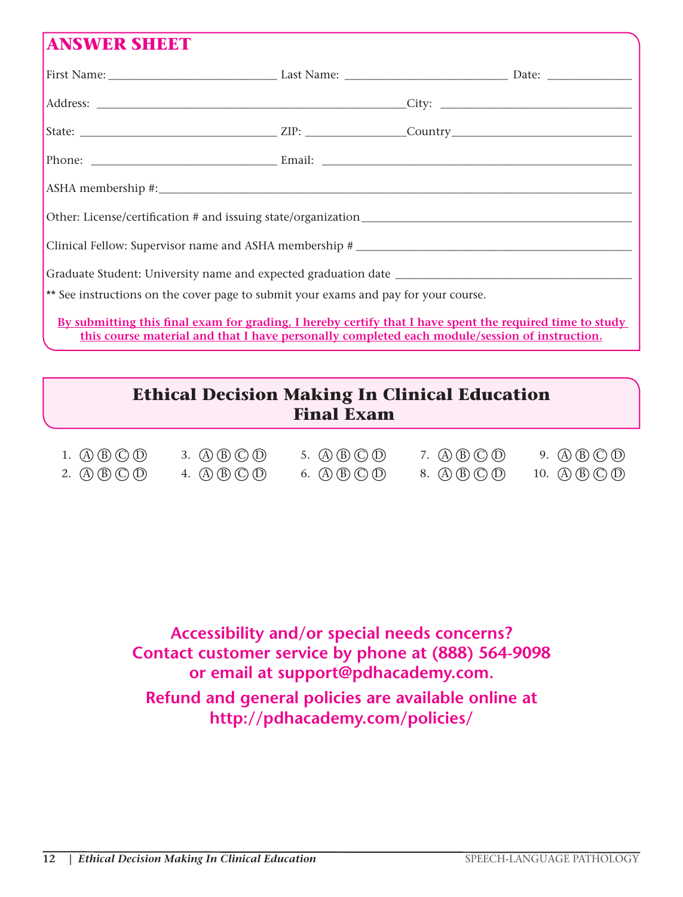## ANSWER SHEET

First Name: ____________________ Last Name: ____________________ Date: __________

Address: ________________________________________ City: ____________________

State: ____________________ ZIP: ____________ Country ____________________

Phone: ____________________ Email: ________________________________________

ASHA membership #: ____________________________________________________________

Other: License/certification # and issuing state/organization ________________________________

Clinical Fellow: Supervisor name and ASHA membership # ________________________________

Graduate Student: University name and expected graduation date ____________________________

** See instructions on the cover page to submit your exams and pay for your course.

**By submitting this final exam for grading, I hereby certify that I have spent the required time to study this course material and that I have personally completed each module/session of instruction.**

## Ethical Decision Making In Clinical Education
## Final Exam

1. Ⓐ Ⓑ Ⓒ Ⓓ
2. Ⓐ Ⓑ Ⓒ Ⓓ
3. Ⓐ Ⓑ Ⓒ Ⓓ
4. Ⓐ Ⓑ Ⓒ Ⓓ
5. Ⓐ Ⓑ Ⓒ Ⓓ
6. Ⓐ Ⓑ Ⓒ Ⓓ
7. Ⓐ Ⓑ Ⓒ Ⓓ
8. Ⓐ Ⓑ Ⓒ Ⓓ
9. Ⓐ Ⓑ Ⓒ Ⓓ
10. Ⓐ Ⓑ Ⓒ Ⓓ

**Accessibility and/or special needs concerns?**
**Contact customer service by phone at (888) 564-9098**
**or email at support@pdhacademy.com.**

**Refund and general policies are available online at**
**http://pdhacademy.com/policies/**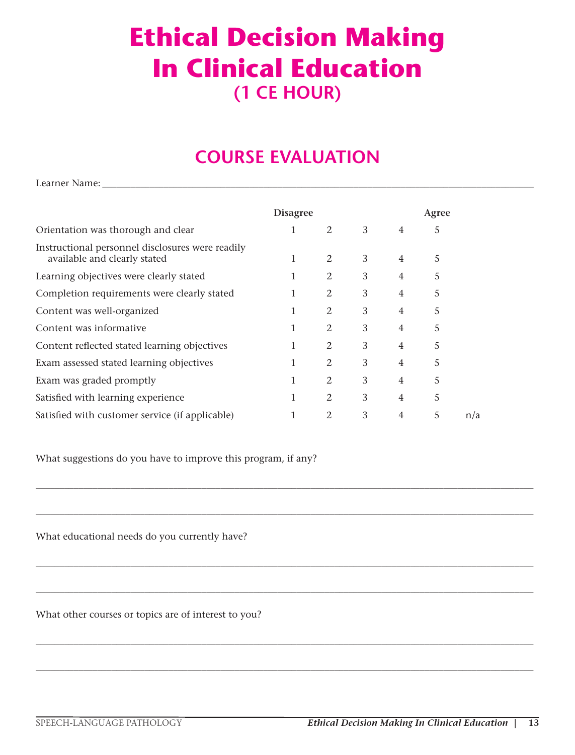# Ethical Decision Making In Clinical Education

## (1 CE HOUR)

## COURSE EVALUATION

Learner Name: ____________________________________________

| | Disagree | | | | Agree | |
|---|---|---|---|---|---|---|
| Orientation was thorough and clear | 1 | 2 | 3 | 4 | 5 | |
| Instructional personnel disclosures were readily available and clearly stated | 1 | 2 | 3 | 4 | 5 | |
| Learning objectives were clearly stated | 1 | 2 | 3 | 4 | 5 | |
| Completion requirements were clearly stated | 1 | 2 | 3 | 4 | 5 | |
| Content was well-organized | 1 | 2 | 3 | 4 | 5 | |
| Content was informative | 1 | 2 | 3 | 4 | 5 | |
| Content reflected stated learning objectives | 1 | 2 | 3 | 4 | 5 | |
| Exam assessed stated learning objectives | 1 | 2 | 3 | 4 | 5 | |
| Exam was graded promptly | 1 | 2 | 3 | 4 | 5 | |
| Satisfied with learning experience | 1 | 2 | 3 | 4 | 5 | |
| Satisfied with customer service (if applicable) | 1 | 2 | 3 | 4 | 5 | n/a |

What suggestions do you have to improve this program, if any?

____________________________________________

____________________________________________

What educational needs do you currently have?

____________________________________________

____________________________________________

What other courses or topics are of interest to you?

____________________________________________

____________________________________________